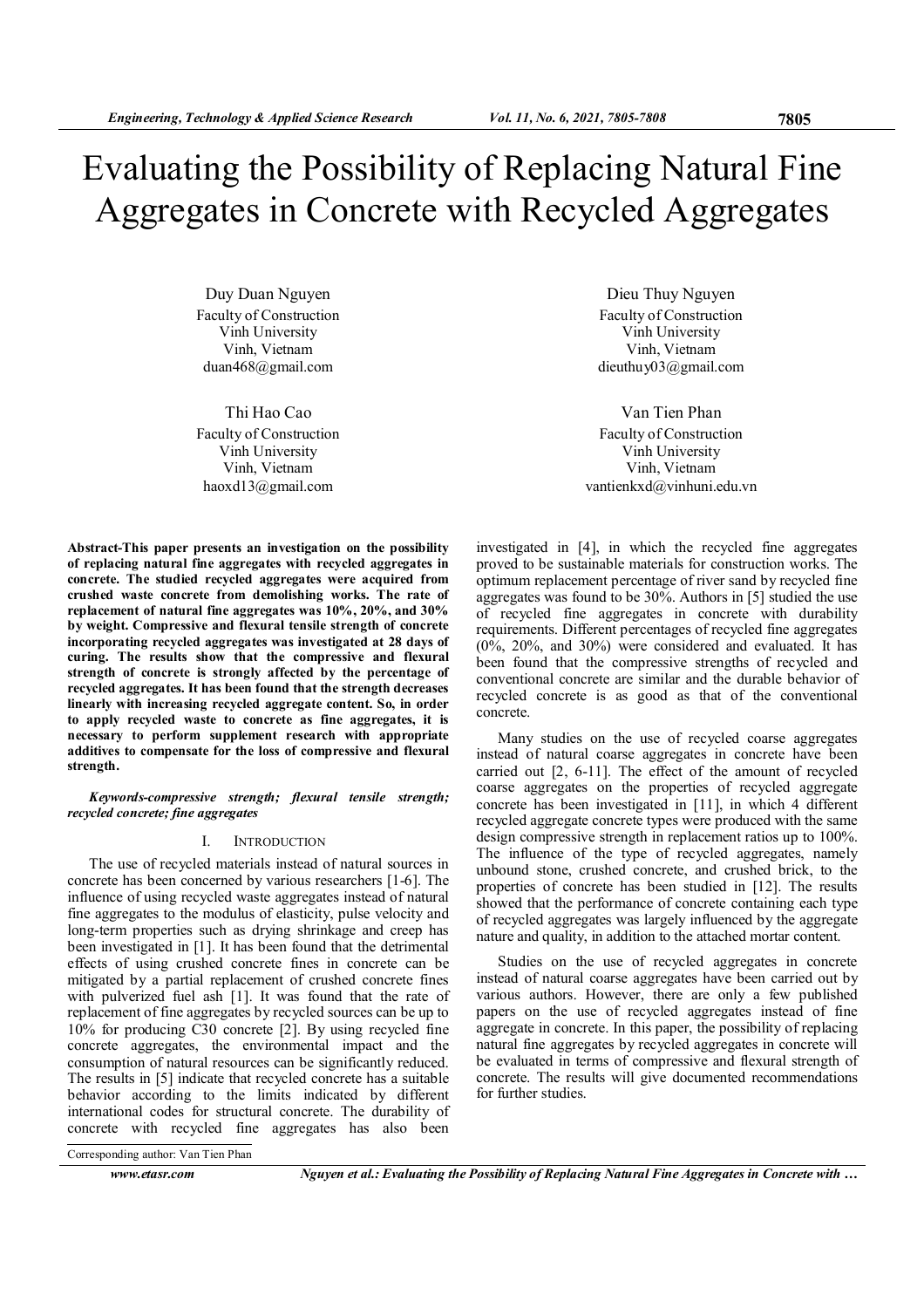# Evaluating the Possibility of Replacing Natural Fine Aggregates in Concrete with Recycled Aggregates

Duy Duan Nguyen
Faculty of Construction
Vinh University
Vinh, Vietnam
duan468@gmail.com

Dieu Thuy Nguyen
Faculty of Construction
Vinh University
Vinh, Vietnam
dieuthuy03@gmail.com

Thi Hao Cao
Faculty of Construction
Vinh University
Vinh, Vietnam
haoxd13@gmail.com

Van Tien Phan
Faculty of Construction
Vinh University
Vinh, Vietnam
vantienkxd@vinhuni.edu.vn

**Abstract-This paper presents an investigation on the possibility of replacing natural fine aggregates with recycled aggregates in concrete. The studied recycled aggregates were acquired from crushed waste concrete from demolishing works. The rate of replacement of natural fine aggregates was 10%, 20%, and 30% by weight. Compressive and flexural tensile strength of concrete incorporating recycled aggregates was investigated at 28 days of curing. The results show that the compressive and flexural strength of concrete is strongly affected by the percentage of recycled aggregates. It has been found that the strength decreases linearly with increasing recycled aggregate content. So, in order to apply recycled waste to concrete as fine aggregates, it is necessary to perform supplement research with appropriate additives to compensate for the loss of compressive and flexural strength.**

***Keywords-compressive strength; flexural tensile strength; recycled concrete; fine aggregates***

## I. INTRODUCTION

The use of recycled materials instead of natural sources in concrete has been concerned by various researchers [1-6]. The influence of using recycled waste aggregates instead of natural fine aggregates to the modulus of elasticity, pulse velocity and long-term properties such as drying shrinkage and creep has been investigated in [1]. It has been found that the detrimental effects of using crushed concrete fines in concrete can be mitigated by a partial replacement of crushed concrete fines with pulverized fuel ash [1]. It was found that the rate of replacement of fine aggregates by recycled sources can be up to 10% for producing C30 concrete [2]. By using recycled fine concrete aggregates, the environmental impact and the consumption of natural resources can be significantly reduced. The results in [5] indicate that recycled concrete has a suitable behavior according to the limits indicated by different international codes for structural concrete. The durability of concrete with recycled fine aggregates has also been investigated in [4], in which the recycled fine aggregates proved to be sustainable materials for construction works. The optimum replacement percentage of river sand by recycled fine aggregates was found to be 30%. Authors in [5] studied the use of recycled fine aggregates in concrete with durability requirements. Different percentages of recycled fine aggregates (0%, 20%, and 30%) were considered and evaluated. It has been found that the compressive strengths of recycled and conventional concrete are similar and the durable behavior of recycled concrete is as good as that of the conventional concrete.

Many studies on the use of recycled coarse aggregates instead of natural coarse aggregates in concrete have been carried out [2, 6-11]. The effect of the amount of recycled coarse aggregates on the properties of recycled aggregate concrete has been investigated in [11], in which 4 different recycled aggregate concrete types were produced with the same design compressive strength in replacement ratios up to 100%. The influence of the type of recycled aggregates, namely unbound stone, crushed concrete, and crushed brick, to the properties of concrete has been studied in [12]. The results showed that the performance of concrete containing each type of recycled aggregates was largely influenced by the aggregate nature and quality, in addition to the attached mortar content.

Studies on the use of recycled aggregates in concrete instead of natural coarse aggregates have been carried out by various authors. However, there are only a few published papers on the use of recycled aggregates instead of fine aggregate in concrete. In this paper, the possibility of replacing natural fine aggregates by recycled aggregates in concrete will be evaluated in terms of compressive and flexural strength of concrete. The results will give documented recommendations for further studies.

Corresponding author: Van Tien Phan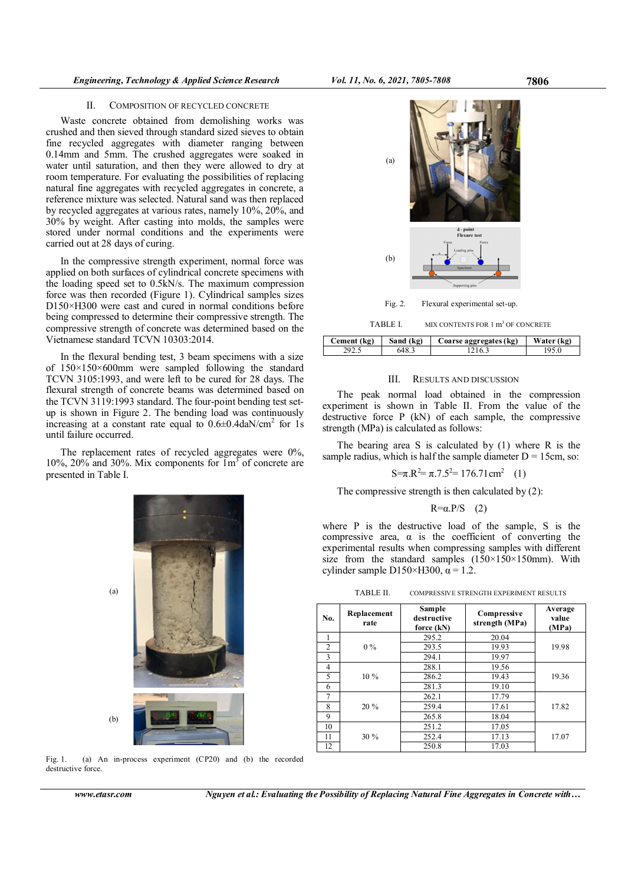## II. COMPOSITION OF RECYCLED CONCRETE

Waste concrete obtained from demolishing works was crushed and then sieved through standard sized sieves to obtain fine recycled aggregates with diameter ranging between 0.14mm and 5mm. The crushed aggregates were soaked in water until saturation, and then they were allowed to dry at room temperature. For evaluating the possibilities of replacing natural fine aggregates with recycled aggregates in concrete, a reference mixture was selected. Natural sand was then replaced by recycled aggregates at various rates, namely 10%, 20%, and 30% by weight. After casting into molds, the samples were stored under normal conditions and the experiments were carried out at 28 days of curing.

In the compressive strength experiment, normal force was applied on both surfaces of cylindrical concrete specimens with the loading speed set to 0.5kN/s. The maximum compression force was then recorded (Figure 1). Cylindrical samples sizes D150×H300 were cast and cured in normal conditions before being compressed to determine their compressive strength. The compressive strength of concrete was determined based on the Vietnamese standard TCVN 10303:2014.

In the flexural bending test, 3 beam specimens with a size of 150×150×600mm were sampled following the standard TCVN 3105:1993, and were left to be cured for 28 days. The flexural strength of concrete beams was determined based on the TCVN 3119:1993 standard. The four-point bending test set-up is shown in Figure 2. The bending load was continuously increasing at a constant rate equal to 0.6±0.4daN/cm$^2$ for 1s until failure occurred.

The replacement rates of recycled aggregates were 0%, 10%, 20% and 30%. Mix components for 1m$^3$ of concrete are presented in Table I.

Fig. 1. (a) An in-process experiment (CP20) and (b) the recorded destructive force.

Fig. 2. Flexural experimental set-up.

TABLE I. MIX CONTENTS FOR 1 m$^3$ OF CONCRETE

| Cement (kg) | Sand (kg) | Coarse aggregates (kg) | Water (kg) |
|---|---|---|---|
| 292.5 | 648.3 | 1216.3 | 195.0 |

## III. RESULTS AND DISCUSSION

The peak normal load obtained in the compression experiment is shown in Table II. From the value of the destructive force P (kN) of each sample, the compressive strength (MPa) is calculated as follows:

The bearing area S is calculated by (1) where R is the sample radius, which is half the sample diameter D = 15cm, so:

$$S=\pi.R^2=\pi.7.5^2=176.71\text{cm}^2 \quad (1)$$

The compressive strength is then calculated by (2):

$$R=\alpha.P/S \quad (2)$$

where P is the destructive load of the sample, S is the compressive area, α is the coefficient of converting the experimental results when compressing samples with different size from the standard samples (150×150×150mm). With cylinder sample D150×H300, α = 1.2.

TABLE II. COMPRESSIVE STRENGTH EXPERIMENT RESULTS

| No. | Replacement rate | Sample destructive force (kN) | Compressive strength (MPa) | Average value (MPa) |
|---|---|---|---|---|
| 1 | 0 % | 295.2 | 20.04 | 19.98 |
| 2 | | 293.5 | 19.93 | |
| 3 | | 294.1 | 19.97 | |
| 4 | 10 % | 288.1 | 19.56 | 19.36 |
| 5 | | 286.2 | 19.43 | |
| 6 | | 281.3 | 19.10 | |
| 7 | 20 % | 262.1 | 17.79 | 17.82 |
| 8 | | 259.4 | 17.61 | |
| 9 | | 265.8 | 18.04 | |
| 10 | 30 % | 251.2 | 17.05 | 17.07 |
| 11 | | 252.4 | 17.13 | |
| 12 | | 250.8 | 17.03 | |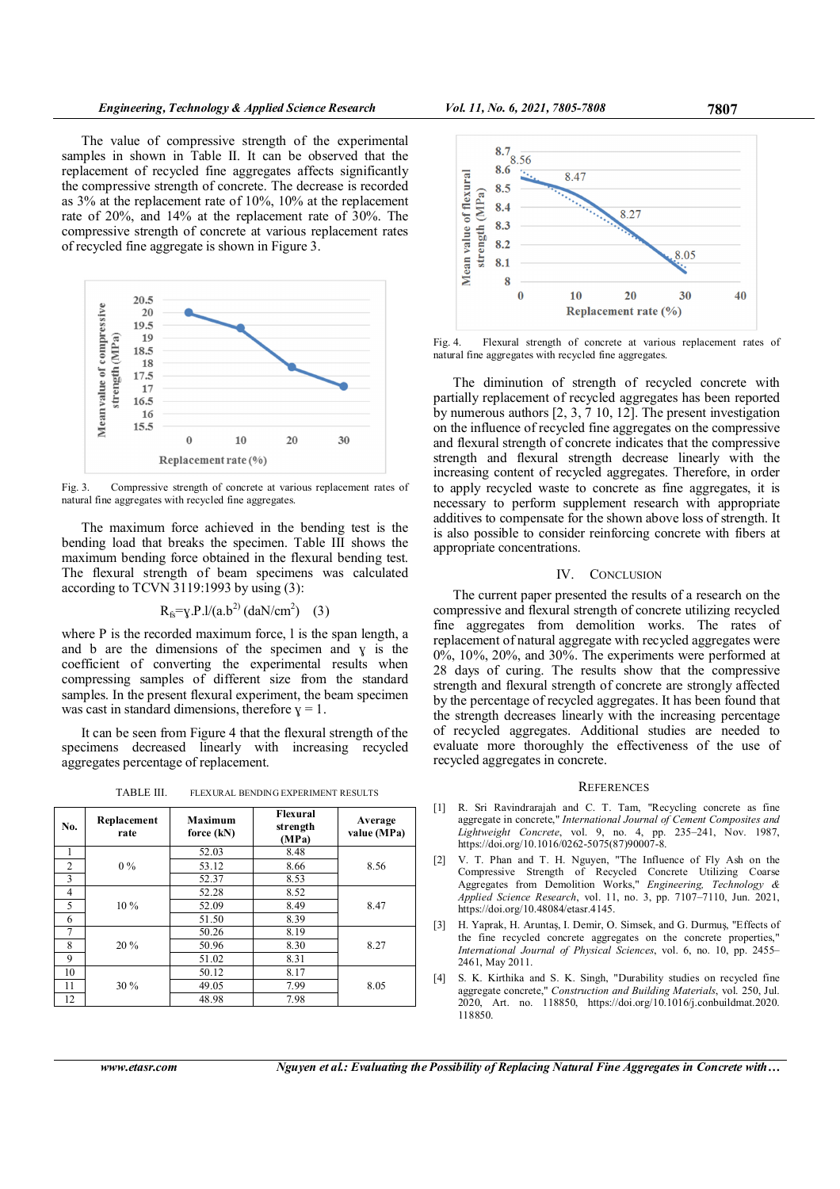The value of compressive strength of the experimental samples in shown in Table II. It can be observed that the replacement of recycled fine aggregates affects significantly the compressive strength of concrete. The decrease is recorded as 3% at the replacement rate of 10%, 10% at the replacement rate of 20%, and 14% at the replacement rate of 30%. The compressive strength of concrete at various replacement rates of recycled fine aggregate is shown in Figure 3.

Fig. 3. Compressive strength of concrete at various replacement rates of natural fine aggregates with recycled fine aggregates.

The maximum force achieved in the bending test is the bending load that breaks the specimen. Table III shows the maximum bending force obtained in the flexural bending test. The flexural strength of beam specimens was calculated according to TCVN 3119:1993 by using (3):

$$R_{fs}=\gamma.P.l/(a.b^{2)}\ (daN/cm^2) \quad (3)$$

where P is the recorded maximum force, l is the span length, a and b are the dimensions of the specimen and γ is the coefficient of converting the experimental results when compressing samples of different size from the standard samples. In the present flexural experiment, the beam specimen was cast in standard dimensions, therefore γ = 1.

It can be seen from Figure 4 that the flexural strength of the specimens decreased linearly with increasing recycled aggregates percentage of replacement.

TABLE III. FLEXURAL BENDING EXPERIMENT RESULTS

| No. | Replacement rate | Maximum force (kN) | Flexural strength (MPa) | Average value (MPa) |
|---|---|---|---|---|
| 1 | 0 % | 52.03 | 8.48 | 8.56 |
| 2 | | 53.12 | 8.66 | |
| 3 | | 52.37 | 8.53 | |
| 4 | 10 % | 52.28 | 8.52 | 8.47 |
| 5 | | 52.09 | 8.49 | |
| 6 | | 51.50 | 8.39 | |
| 7 | 20 % | 50.26 | 8.19 | 8.27 |
| 8 | | 50.96 | 8.30 | |
| 9 | | 51.02 | 8.31 | |
| 10 | 30 % | 50.12 | 8.17 | 8.05 |
| 11 | | 49.05 | 7.99 | |
| 12 | | 48.98 | 7.98 | |

Fig. 4. Flexural strength of concrete at various replacement rates of natural fine aggregates with recycled fine aggregates.

The diminution of strength of recycled concrete with partially replacement of recycled aggregates has been reported by numerous authors [2, 3, 7 10, 12]. The present investigation on the influence of recycled fine aggregates on the compressive and flexural strength of concrete indicates that the compressive strength and flexural strength decrease linearly with the increasing content of recycled aggregates. Therefore, in order to apply recycled waste to concrete as fine aggregates, it is necessary to perform supplement research with appropriate additives to compensate for the shown above loss of strength. It is also possible to consider reinforcing concrete with fibers at appropriate concentrations.

## IV. CONCLUSION

The current paper presented the results of a research on the compressive and flexural strength of concrete utilizing recycled fine aggregates from demolition works. The rates of replacement of natural aggregate with recycled aggregates were 0%, 10%, 20%, and 30%. The experiments were performed at 28 days of curing. The results show that the compressive strength and flexural strength of concrete are strongly affected by the percentage of recycled aggregates. It has been found that the strength decreases linearly with the increasing percentage of recycled aggregates. Additional studies are needed to evaluate more thoroughly the effectiveness of the use of recycled aggregates in concrete.

## REFERENCES

[1] R. Sri Ravindrarajah and C. T. Tam, "Recycling concrete as fine aggregate in concrete," *International Journal of Cement Composites and Lightweight Concrete*, vol. 9, no. 4, pp. 235–241, Nov. 1987, https://doi.org/10.1016/0262-5075(87)90007-8.

[2] V. T. Phan and T. H. Nguyen, "The Influence of Fly Ash on the Compressive Strength of Recycled Concrete Utilizing Coarse Aggregates from Demolition Works," *Engineering, Technology & Applied Science Research*, vol. 11, no. 3, pp. 7107–7110, Jun. 2021, https://doi.org/10.48084/etasr.4145.

[3] H. Yaprak, H. Aruntaş, I. Demir, O. Simsek, and G. Durmuş, "Effects of the fine recycled concrete aggregates on the concrete properties," *International Journal of Physical Sciences*, vol. 6, no. 10, pp. 2455–2461, May 2011.

[4] S. K. Kirthika and S. K. Singh, "Durability studies on recycled fine aggregate concrete," *Construction and Building Materials*, vol. 250, Jul. 2020, Art. no. 118850, https://doi.org/10.1016/j.conbuildmat.2020.118850.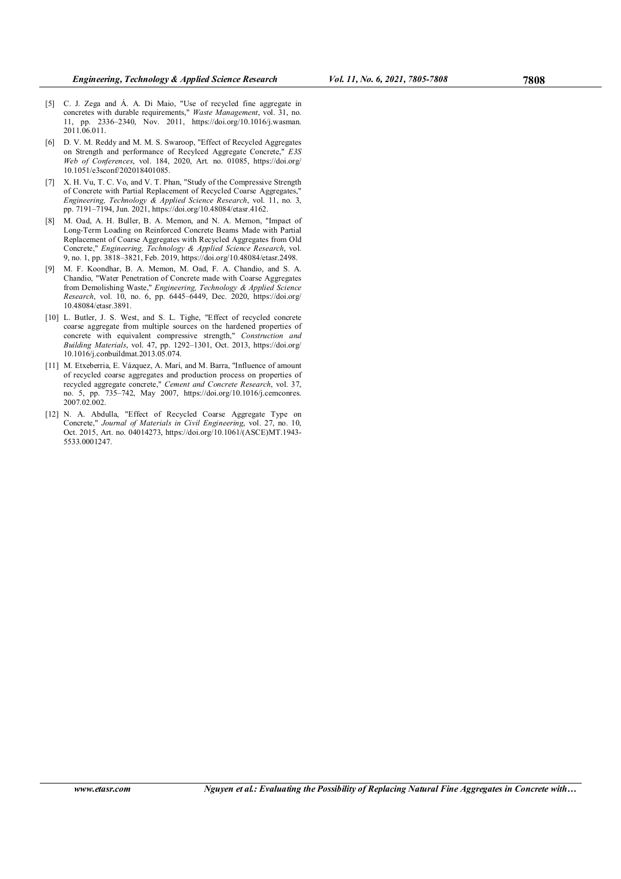[5] C. J. Zega and Á. A. Di Maio, "Use of recycled fine aggregate in concretes with durable requirements," *Waste Management*, vol. 31, no. 11, pp. 2336–2340, Nov. 2011, https://doi.org/10.1016/j.wasman.2011.06.011.

[6] D. V. M. Reddy and M. M. S. Swaroop, "Effect of Recycled Aggregates on Strength and performance of Recylced Aggregate Concrete," *E3S Web of Conferences*, vol. 184, 2020, Art. no. 01085, https://doi.org/10.1051/e3sconf/202018401085.

[7] X. H. Vu, T. C. Vo, and V. T. Phan, "Study of the Compressive Strength of Concrete with Partial Replacement of Recycled Coarse Aggregates," *Engineering, Technology & Applied Science Research*, vol. 11, no. 3, pp. 7191–7194, Jun. 2021, https://doi.org/10.48084/etasr.4162.

[8] M. Oad, A. H. Buller, B. A. Memon, and N. A. Memon, "Impact of Long-Term Loading on Reinforced Concrete Beams Made with Partial Replacement of Coarse Aggregates with Recycled Aggregates from Old Concrete," *Engineering, Technology & Applied Science Research*, vol. 9, no. 1, pp. 3818–3821, Feb. 2019, https://doi.org/10.48084/etasr.2498.

[9] M. F. Koondhar, B. A. Memon, M. Oad, F. A. Chandio, and S. A. Chandio, "Water Penetration of Concrete made with Coarse Aggregates from Demolishing Waste," *Engineering, Technology & Applied Science Research*, vol. 10, no. 6, pp. 6445–6449, Dec. 2020, https://doi.org/10.48084/etasr.3891.

[10] L. Butler, J. S. West, and S. L. Tighe, "Effect of recycled concrete coarse aggregate from multiple sources on the hardened properties of concrete with equivalent compressive strength," *Construction and Building Materials*, vol. 47, pp. 1292–1301, Oct. 2013, https://doi.org/10.1016/j.conbuildmat.2013.05.074.

[11] M. Etxeberria, E. Vázquez, A. Marí, and M. Barra, "Influence of amount of recycled coarse aggregates and production process on properties of recycled aggregate concrete," *Cement and Concrete Research*, vol. 37, no. 5, pp. 735–742, May 2007, https://doi.org/10.1016/j.cemconres.2007.02.002.

[12] N. A. Abdulla, "Effect of Recycled Coarse Aggregate Type on Concrete," *Journal of Materials in Civil Engineering*, vol. 27, no. 10, Oct. 2015, Art. no. 04014273, https://doi.org/10.1061/(ASCE)MT.1943-5533.0001247.